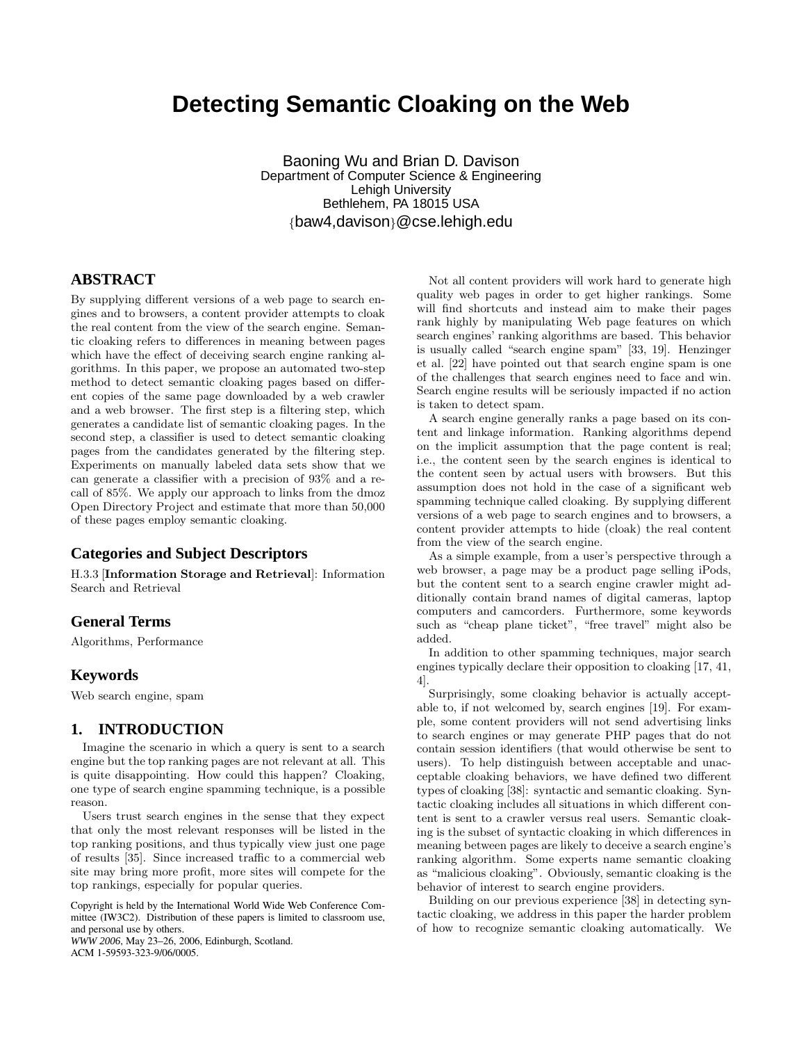# Detecting Semantic Cloaking on the Web

Baoning Wu and Brian D. Davison
Department of Computer Science & Engineering
Lehigh University
Bethlehem, PA 18015 USA
{baw4,davison}@cse.lehigh.edu

## ABSTRACT

By supplying different versions of a web page to search engines and to browsers, a content provider attempts to cloak the real content from the view of the search engine. Semantic cloaking refers to differences in meaning between pages which have the effect of deceiving search engine ranking algorithms. In this paper, we propose an automated two-step method to detect semantic cloaking pages based on different copies of the same page downloaded by a web crawler and a web browser. The first step is a filtering step, which generates a candidate list of semantic cloaking pages. In the second step, a classifier is used to detect semantic cloaking pages from the candidates generated by the filtering step. Experiments on manually labeled data sets show that we can generate a classifier with a precision of 93% and a recall of 85%. We apply our approach to links from the dmoz Open Directory Project and estimate that more than 50,000 of these pages employ semantic cloaking.

## Categories and Subject Descriptors

H.3.3 [**Information Storage and Retrieval**]: Information Search and Retrieval

## General Terms

Algorithms, Performance

## Keywords

Web search engine, spam

## 1. INTRODUCTION

Imagine the scenario in which a query is sent to a search engine but the top ranking pages are not relevant at all. This is quite disappointing. How could this happen? Cloaking, one type of search engine spamming technique, is a possible reason.

Users trust search engines in the sense that they expect that only the most relevant responses will be listed in the top ranking positions, and thus typically view just one page of results [35]. Since increased traffic to a commercial web site may bring more profit, more sites will compete for the top rankings, especially for popular queries.

Copyright is held by the International World Wide Web Conference Committee (IW3C2). Distribution of these papers is limited to classroom use, and personal use by others.
*WWW 2006*, May 23–26, 2006, Edinburgh, Scotland.
ACM 1-59593-323-9/06/0005.

Not all content providers will work hard to generate high quality web pages in order to get higher rankings. Some will find shortcuts and instead aim to make their pages rank highly by manipulating Web page features on which search engines' ranking algorithms are based. This behavior is usually called "search engine spam" [33, 19]. Henzinger et al. [22] have pointed out that search engine spam is one of the challenges that search engines need to face and win. Search engine results will be seriously impacted if no action is taken to detect spam.

A search engine generally ranks a page based on its content and linkage information. Ranking algorithms depend on the implicit assumption that the page content is real; i.e., the content seen by the search engines is identical to the content seen by actual users with browsers. But this assumption does not hold in the case of a significant web spamming technique called cloaking. By supplying different versions of a web page to search engines and to browsers, a content provider attempts to hide (cloak) the real content from the view of the search engine.

As a simple example, from a user's perspective through a web browser, a page may be a product page selling iPods, but the content sent to a search engine crawler might additionally contain brand names of digital cameras, laptop computers and camcorders. Furthermore, some keywords such as "cheap plane ticket", "free travel" might also be added.

In addition to other spamming techniques, major search engines typically declare their opposition to cloaking [17, 41, 4].

Surprisingly, some cloaking behavior is actually acceptable to, if not welcomed by, search engines [19]. For example, some content providers will not send advertising links to search engines or may generate PHP pages that do not contain session identifiers (that would otherwise be sent to users). To help distinguish between acceptable and unacceptable cloaking behaviors, we have defined two different types of cloaking [38]: syntactic and semantic cloaking. Syntactic cloaking includes all situations in which different content is sent to a crawler versus real users. Semantic cloaking is the subset of syntactic cloaking in which differences in meaning between pages are likely to deceive a search engine's ranking algorithm. Some experts name semantic cloaking as "malicious cloaking". Obviously, semantic cloaking is the behavior of interest to search engine providers.

Building on our previous experience [38] in detecting syntactic cloaking, we address in this paper the harder problem of how to recognize semantic cloaking automatically. We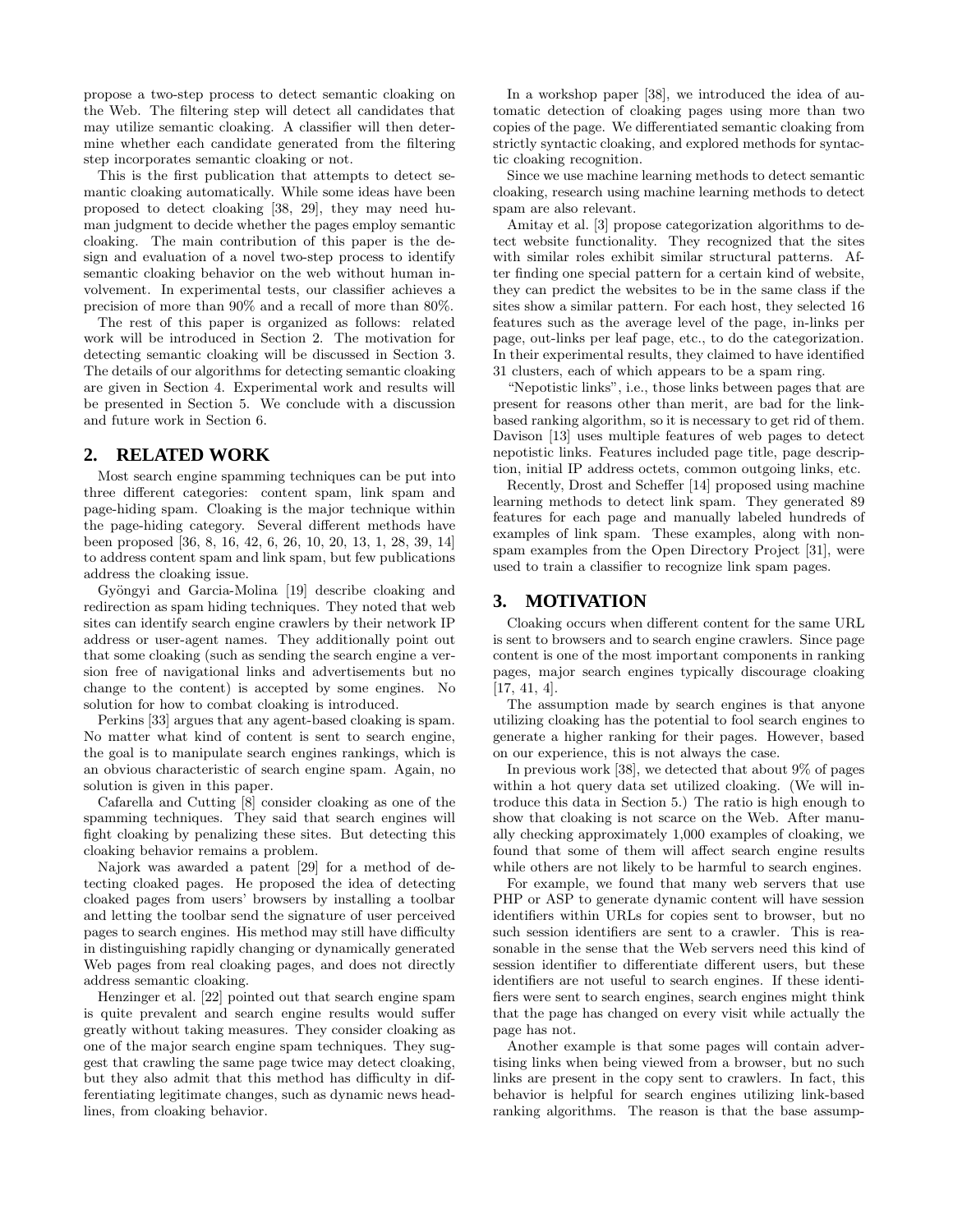propose a two-step process to detect semantic cloaking on the Web. The filtering step will detect all candidates that may utilize semantic cloaking. A classifier will then determine whether each candidate generated from the filtering step incorporates semantic cloaking or not.

This is the first publication that attempts to detect semantic cloaking automatically. While some ideas have been proposed to detect cloaking [38, 29], they may need human judgment to decide whether the pages employ semantic cloaking. The main contribution of this paper is the design and evaluation of a novel two-step process to identify semantic cloaking behavior on the web without human involvement. In experimental tests, our classifier achieves a precision of more than 90% and a recall of more than 80%.

The rest of this paper is organized as follows: related work will be introduced in Section 2. The motivation for detecting semantic cloaking will be discussed in Section 3. The details of our algorithms for detecting semantic cloaking are given in Section 4. Experimental work and results will be presented in Section 5. We conclude with a discussion and future work in Section 6.

## 2. RELATED WORK

Most search engine spamming techniques can be put into three different categories: content spam, link spam and page-hiding spam. Cloaking is the major technique within the page-hiding category. Several different methods have been proposed [36, 8, 16, 42, 6, 26, 10, 20, 13, 1, 28, 39, 14] to address content spam and link spam, but few publications address the cloaking issue.

Gyöngyi and Garcia-Molina [19] describe cloaking and redirection as spam hiding techniques. They noted that web sites can identify search engine crawlers by their network IP address or user-agent names. They additionally point out that some cloaking (such as sending the search engine a version free of navigational links and advertisements but no change to the content) is accepted by some engines. No solution for how to combat cloaking is introduced.

Perkins [33] argues that any agent-based cloaking is spam. No matter what kind of content is sent to search engine, the goal is to manipulate search engines rankings, which is an obvious characteristic of search engine spam. Again, no solution is given in this paper.

Cafarella and Cutting [8] consider cloaking as one of the spamming techniques. They said that search engines will fight cloaking by penalizing these sites. But detecting this cloaking behavior remains a problem.

Najork was awarded a patent [29] for a method of detecting cloaked pages. He proposed the idea of detecting cloaked pages from users' browsers by installing a toolbar and letting the toolbar send the signature of user perceived pages to search engines. His method may still have difficulty in distinguishing rapidly changing or dynamically generated Web pages from real cloaking pages, and does not directly address semantic cloaking.

Henzinger et al. [22] pointed out that search engine spam is quite prevalent and search engine results would suffer greatly without taking measures. They consider cloaking as one of the major search engine spam techniques. They suggest that crawling the same page twice may detect cloaking, but they also admit that this method has difficulty in differentiating legitimate changes, such as dynamic news headlines, from cloaking behavior.

In a workshop paper [38], we introduced the idea of automatic detection of cloaking pages using more than two copies of the page. We differentiated semantic cloaking from strictly syntactic cloaking, and explored methods for syntactic cloaking recognition.

Since we use machine learning methods to detect semantic cloaking, research using machine learning methods to detect spam are also relevant.

Amitay et al. [3] propose categorization algorithms to detect website functionality. They recognized that the sites with similar roles exhibit similar structural patterns. After finding one special pattern for a certain kind of website, they can predict the websites to be in the same class if the sites show a similar pattern. For each host, they selected 16 features such as the average level of the page, in-links per page, out-links per leaf page, etc., to do the categorization. In their experimental results, they claimed to have identified 31 clusters, each of which appears to be a spam ring.

"Nepotistic links", i.e., those links between pages that are present for reasons other than merit, are bad for the link-based ranking algorithm, so it is necessary to get rid of them. Davison [13] uses multiple features of web pages to detect nepotistic links. Features included page title, page description, initial IP address octets, common outgoing links, etc.

Recently, Drost and Scheffer [14] proposed using machine learning methods to detect link spam. They generated 89 features for each page and manually labeled hundreds of examples of link spam. These examples, along with non-spam examples from the Open Directory Project [31], were used to train a classifier to recognize link spam pages.

## 3. MOTIVATION

Cloaking occurs when different content for the same URL is sent to browsers and to search engine crawlers. Since page content is one of the most important components in ranking pages, major search engines typically discourage cloaking [17, 41, 4].

The assumption made by search engines is that anyone utilizing cloaking has the potential to fool search engines to generate a higher ranking for their pages. However, based on our experience, this is not always the case.

In previous work [38], we detected that about 9% of pages within a hot query data set utilized cloaking. (We will introduce this data in Section 5.) The ratio is high enough to show that cloaking is not scarce on the Web. After manually checking approximately 1,000 examples of cloaking, we found that some of them will affect search engine results while others are not likely to be harmful to search engines.

For example, we found that many web servers that use PHP or ASP to generate dynamic content will have session identifiers within URLs for copies sent to browser, but no such session identifiers are sent to a crawler. This is reasonable in the sense that the Web servers need this kind of session identifier to differentiate different users, but these identifiers are not useful to search engines. If these identifiers were sent to search engines, search engines might think that the page has changed on every visit while actually the page has not.

Another example is that some pages will contain advertising links when being viewed from a browser, but no such links are present in the copy sent to crawlers. In fact, this behavior is helpful for search engines utilizing link-based ranking algorithms. The reason is that the base assump-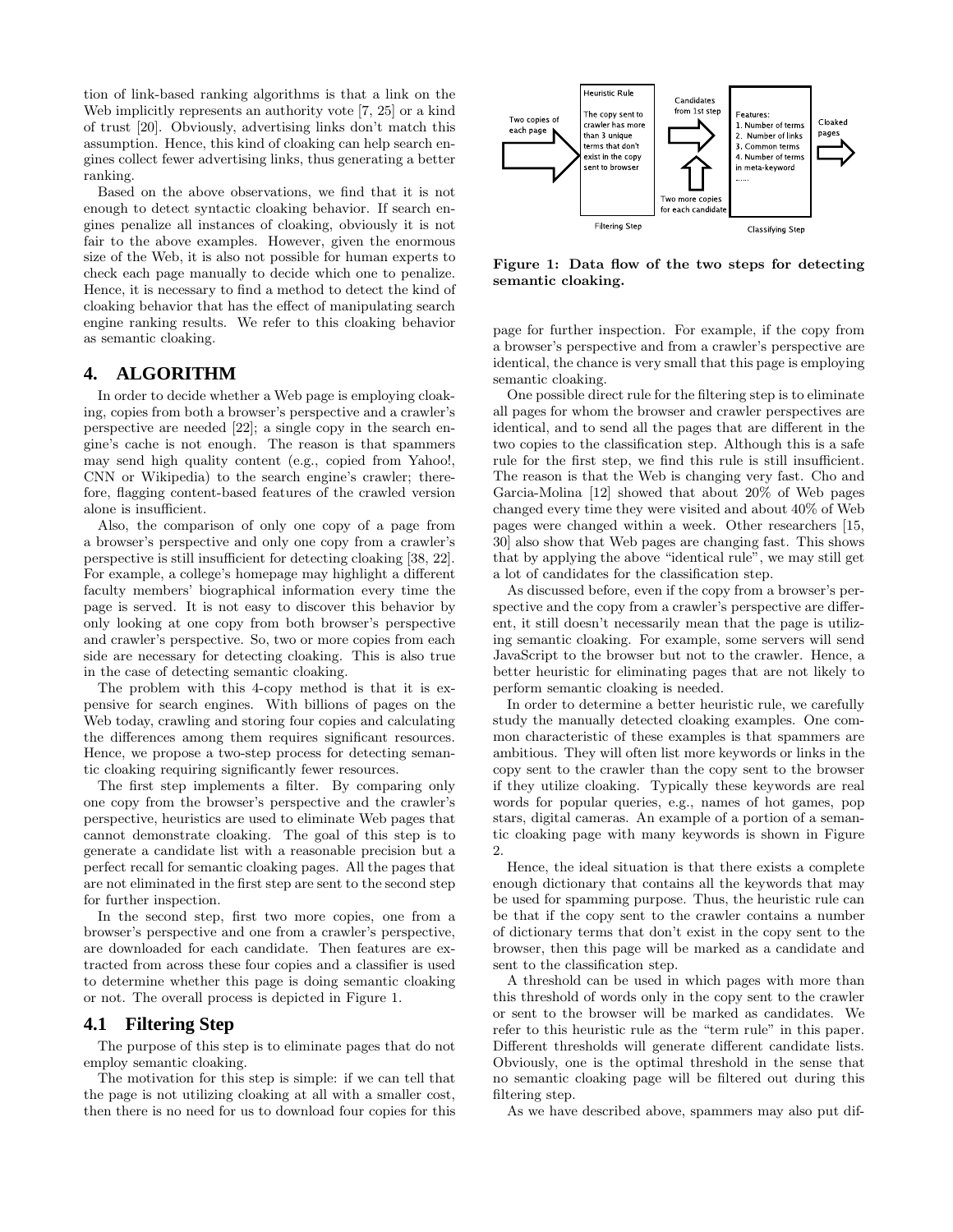tion of link-based ranking algorithms is that a link on the Web implicitly represents an authority vote [7, 25] or a kind of trust [20]. Obviously, advertising links don't match this assumption. Hence, this kind of cloaking can help search engines collect fewer advertising links, thus generating a better ranking.

Based on the above observations, we find that it is not enough to detect syntactic cloaking behavior. If search engines penalize all instances of cloaking, obviously it is not fair to the above examples. However, given the enormous size of the Web, it is also not possible for human experts to check each page manually to decide which one to penalize. Hence, it is necessary to find a method to detect the kind of cloaking behavior that has the effect of manipulating search engine ranking results. We refer to this cloaking behavior as semantic cloaking.

## 4. ALGORITHM

In order to decide whether a Web page is employing cloaking, copies from both a browser's perspective and a crawler's perspective are needed [22]; a single copy in the search engine's cache is not enough. The reason is that spammers may send high quality content (e.g., copied from Yahoo!, CNN or Wikipedia) to the search engine's crawler; therefore, flagging content-based features of the crawled version alone is insufficient.

Also, the comparison of only one copy of a page from a browser's perspective and only one copy from a crawler's perspective is still insufficient for detecting cloaking [38, 22]. For example, a college's homepage may highlight a different faculty members' biographical information every time the page is served. It is not easy to discover this behavior by only looking at one copy from both browser's perspective and crawler's perspective. So, two or more copies from each side are necessary for detecting cloaking. This is also true in the case of detecting semantic cloaking.

The problem with this 4-copy method is that it is expensive for search engines. With billions of pages on the Web today, crawling and storing four copies and calculating the differences among them requires significant resources. Hence, we propose a two-step process for detecting semantic cloaking requiring significantly fewer resources.

The first step implements a filter. By comparing only one copy from the browser's perspective and the crawler's perspective, heuristics are used to eliminate Web pages that cannot demonstrate cloaking. The goal of this step is to generate a candidate list with a reasonable precision but a perfect recall for semantic cloaking pages. All the pages that are not eliminated in the first step are sent to the second step for further inspection.

In the second step, first two more copies, one from a browser's perspective and one from a crawler's perspective, are downloaded for each candidate. Then features are extracted from across these four copies and a classifier is used to determine whether this page is doing semantic cloaking or not. The overall process is depicted in Figure 1.

### 4.1 Filtering Step

The purpose of this step is to eliminate pages that do not employ semantic cloaking.

The motivation for this step is simple: if we can tell that the page is not utilizing cloaking at all with a smaller cost, then there is no need for us to download four copies for this page for further inspection. For example, if the copy from a browser's perspective and from a crawler's perspective are identical, the chance is very small that this page is employing semantic cloaking.

Two copies of each page

Heuristic Rule

The copy sent to crawler has more than 3 unique terms that don't exist in the copy sent to browser

Filtering Step

Candidates from 1st step

Two more copies for each candidate

Features:
1. Number of terms
2. Number of links
3. Common terms
4. Number of terms in meta-keyword
......

Classifying Step

Cloaked pages

**Figure 1: Data flow of the two steps for detecting semantic cloaking.**

One possible direct rule for the filtering step is to eliminate all pages for whom the browser and crawler perspectives are identical, and to send all the pages that are different in the two copies to the classification step. Although this is a safe rule for the first step, we find this rule is still insufficient. The reason is that the Web is changing very fast. Cho and Garcia-Molina [12] showed that about 20% of Web pages changed every time they were visited and about 40% of Web pages were changed within a week. Other researchers [15, 30] also show that Web pages are changing fast. This shows that by applying the above "identical rule", we may still get a lot of candidates for the classification step.

As discussed before, even if the copy from a browser's perspective and the copy from a crawler's perspective are different, it still doesn't necessarily mean that the page is utilizing semantic cloaking. For example, some servers will send JavaScript to the browser but not to the crawler. Hence, a better heuristic for eliminating pages that are not likely to perform semantic cloaking is needed.

In order to determine a better heuristic rule, we carefully study the manually detected cloaking examples. One common characteristic of these examples is that spammers are ambitious. They will often list more keywords or links in the copy sent to the crawler than the copy sent to the browser if they utilize cloaking. Typically these keywords are real words for popular queries, e.g., names of hot games, pop stars, digital cameras. An example of a portion of a semantic cloaking page with many keywords is shown in Figure 2.

Hence, the ideal situation is that there exists a complete enough dictionary that contains all the keywords that may be used for spamming purpose. Thus, the heuristic rule can be that if the copy sent to the crawler contains a number of dictionary terms that don't exist in the copy sent to the browser, then this page will be marked as a candidate and sent to the classification step.

A threshold can be used in which pages with more than this threshold of words only in the copy sent to the crawler or sent to the browser will be marked as candidates. We refer to this heuristic rule as the "term rule" in this paper. Different thresholds will generate different candidate lists. Obviously, one is the optimal threshold in the sense that no semantic cloaking page will be filtered out during this filtering step.

As we have described above, spammers may also put dif-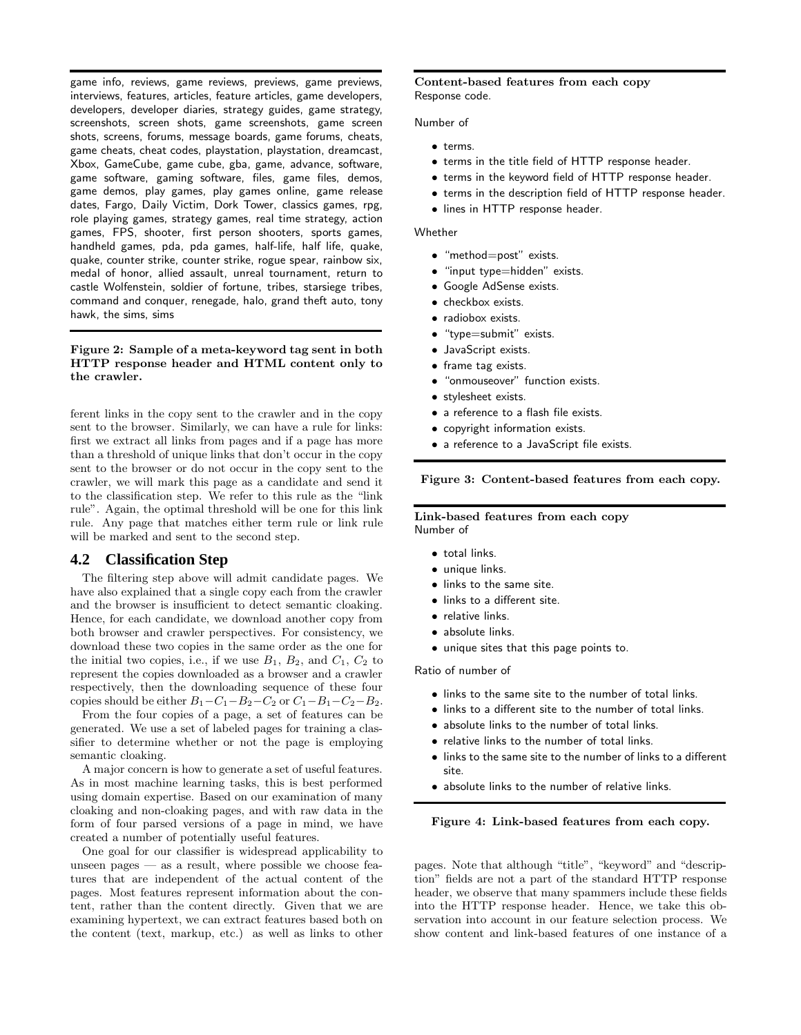game info, reviews, game reviews, previews, game previews, interviews, features, articles, feature articles, game developers, developers, developer diaries, strategy guides, game strategy, screenshots, screen shots, game screenshots, game screen shots, screens, forums, message boards, game forums, cheats, game cheats, cheat codes, playstation, playstation, dreamcast, Xbox, GameCube, game cube, gba, game, advance, software, game software, gaming software, files, game files, demos, game demos, play games, play games online, game release dates, Fargo, Daily Victim, Dork Tower, classics games, rpg, role playing games, strategy games, real time strategy, action games, FPS, shooter, first person shooters, sports games, handheld games, pda, pda games, half-life, half life, quake, quake, counter strike, counter strike, rogue spear, rainbow six, medal of honor, allied assault, unreal tournament, return to castle Wolfenstein, soldier of fortune, tribes, starsiege tribes, command and conquer, renegade, halo, grand theft auto, tony hawk, the sims, sims

**Figure 2: Sample of a meta-keyword tag sent in both HTTP response header and HTML content only to the crawler.**

ferent links in the copy sent to the crawler and in the copy sent to the browser. Similarly, we can have a rule for links: first we extract all links from pages and if a page has more than a threshold of unique links that don't occur in the copy sent to the browser or do not occur in the copy sent to the crawler, we will mark this page as a candidate and send it to the classification step. We refer to this rule as the "link rule". Again, the optimal threshold will be one for this link rule. Any page that matches either term rule or link rule will be marked and sent to the second step.

## 4.2 Classification Step

The filtering step above will admit candidate pages. We have also explained that a single copy each from the crawler and the browser is insufficient to detect semantic cloaking. Hence, for each candidate, we download another copy from both browser and crawler perspectives. For consistency, we download these two copies in the same order as the one for the initial two copies, i.e., if we use $B_1$, $B_2$, and $C_1$, $C_2$ to represent the copies downloaded as a browser and a crawler respectively, then the downloading sequence of these four copies should be either $B_1-C_1-B_2-C_2$ or $C_1-B_1-C_2-B_2$.

From the four copies of a page, a set of features can be generated. We use a set of labeled pages for training a classifier to determine whether or not the page is employing semantic cloaking.

A major concern is how to generate a set of useful features. As in most machine learning tasks, this is best performed using domain expertise. Based on our examination of many cloaking and non-cloaking pages, and with raw data in the form of four parsed versions of a page in mind, we have created a number of potentially useful features.

One goal for our classifier is widespread applicability to unseen pages — as a result, where possible we choose features that are independent of the actual content of the pages. Most features represent information about the content, rather than the content directly. Given that we are examining hypertext, we can extract features based both on the content (text, markup, etc.) as well as links to other pages. Note that although "title", "keyword" and "description" fields are not a part of the standard HTTP response header, we observe that many spammers include these fields into the HTTP response header. Hence, we take this observation into account in our feature selection process. We show content and link-based features of one instance of a

**Content-based features from each copy**
Response code.

Number of

- terms.
- terms in the title field of HTTP response header.
- terms in the keyword field of HTTP response header.
- terms in the description field of HTTP response header.
- lines in HTTP response header.

Whether

- "method=post" exists.
- "input type=hidden" exists.
- Google AdSense exists.
- checkbox exists.
- radiobox exists.
- "type=submit" exists.
- JavaScript exists.
- frame tag exists.
- "onmouseover" function exists.
- stylesheet exists.
- a reference to a flash file exists.
- copyright information exists.
- a reference to a JavaScript file exists.

**Figure 3: Content-based features from each copy.**

**Link-based features from each copy**
Number of

- total links.
- unique links.
- links to the same site.
- links to a different site.
- relative links.
- absolute links.
- unique sites that this page points to.

Ratio of number of

- links to the same site to the number of total links.
- links to a different site to the number of total links.
- absolute links to the number of total links.
- relative links to the number of total links.
- links to the same site to the number of links to a different site.
- absolute links to the number of relative links.

**Figure 4: Link-based features from each copy.**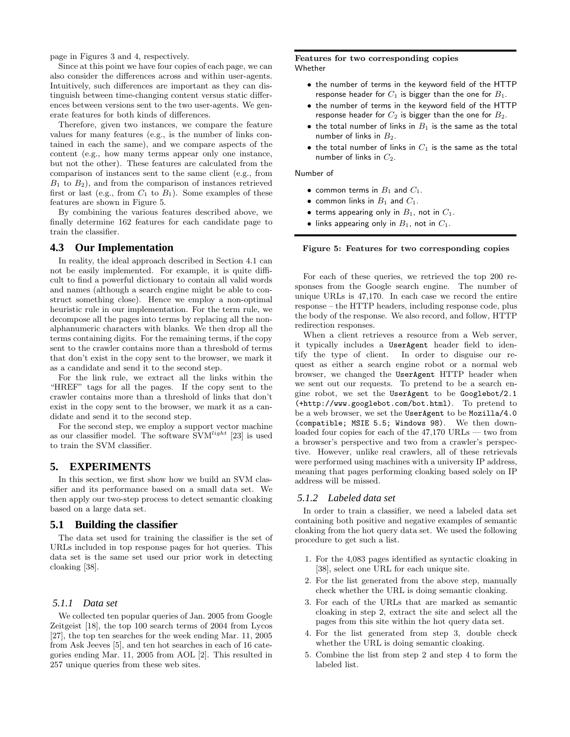page in Figures 3 and 4, respectively.

Since at this point we have four copies of each page, we can also consider the differences across and within user-agents. Intuitively, such differences are important as they can distinguish between time-changing content versus static differences between versions sent to the two user-agents. We generate features for both kinds of differences.

Therefore, given two instances, we compare the feature values for many features (e.g., is the number of links contained in each the same), and we compare aspects of the content (e.g., how many terms appear only one instance, but not the other). These features are calculated from the comparison of instances sent to the same client (e.g., from $B_1$ to $B_2$), and from the comparison of instances retrieved first or last (e.g., from $C_1$ to $B_1$). Some examples of these features are shown in Figure 5.

By combining the various features described above, we finally determine 162 features for each candidate page to train the classifier.

## 4.3 Our Implementation

In reality, the ideal approach described in Section 4.1 can not be easily implemented. For example, it is quite difficult to find a powerful dictionary to contain all valid words and names (although a search engine might be able to construct something close). Hence we employ a non-optimal heuristic rule in our implementation. For the term rule, we decompose all the pages into terms by replacing all the non-alphanumeric characters with blanks. We then drop all the terms containing digits. For the remaining terms, if the copy sent to the crawler contains more than a threshold of terms that don't exist in the copy sent to the browser, we mark it as a candidate and send it to the second step.

For the link rule, we extract all the links within the "HREF" tags for all the pages. If the copy sent to the crawler contains more than a threshold of links that don't exist in the copy sent to the browser, we mark it as a candidate and send it to the second step.

For the second step, we employ a support vector machine as our classifier model. The software SVM$^{light}$ [23] is used to train the SVM classifier.

**Features for two corresponding copies**

Whether

- the number of terms in the keyword field of the HTTP response header for $C_1$ is bigger than the one for $B_1$.
- the number of terms in the keyword field of the HTTP response header for $C_2$ is bigger than the one for $B_2$.
- the total number of links in $B_1$ is the same as the total number of links in $B_2$.
- the total number of links in $C_1$ is the same as the total number of links in $C_2$.

Number of

- common terms in $B_1$ and $C_1$.
- common links in $B_1$ and $C_1$.
- terms appearing only in $B_1$, not in $C_1$.
- links appearing only in $B_1$, not in $C_1$.

**Figure 5: Features for two corresponding copies**

# 5. EXPERIMENTS

In this section, we first show how we build an SVM classifier and its performance based on a small data set. We then apply our two-step process to detect semantic cloaking based on a large data set.

## 5.1 Building the classifier

The data set used for training the classifier is the set of URLs included in top response pages for hot queries. This data set is the same set used our prior work in detecting cloaking [38].

### 5.1.1 Data set

We collected ten popular queries of Jan. 2005 from Google Zeitgeist [18], the top 100 search terms of 2004 from Lycos [27], the top ten searches for the week ending Mar. 11, 2005 from Ask Jeeves [5], and ten hot searches in each of 16 categories ending Mar. 11, 2005 from AOL [2]. This resulted in 257 unique queries from these web sites.

For each of these queries, we retrieved the top 200 responses from the Google search engine. The number of unique URLs is 47,170. In each case we record the entire response – the HTTP headers, including response code, plus the body of the response. We also record, and follow, HTTP redirection responses.

When a client retrieves a resource from a Web server, it typically includes a `UserAgent` header field to identify the type of client. In order to disguise our request as either a search engine robot or a normal web browser, we changed the `UserAgent` HTTP header when we sent out our requests. To pretend to be a search engine robot, we set the `UserAgent` to be `Googlebot/2.1 (+http://www.googlebot.com/bot.html)`. To pretend to be a web browser, we set the `UserAgent` to be `Mozilla/4.0 (compatible; MSIE 5.5; Windows 98)`. We then downloaded four copies for each of the 47,170 URLs — two from a browser's perspective and two from a crawler's perspective. However, unlike real crawlers, all of these retrievals were performed using machines with a university IP address, meaning that pages performing cloaking based solely on IP address will be missed.

### 5.1.2 Labeled data set

In order to train a classifier, we need a labeled data set containing both positive and negative examples of semantic cloaking from the hot query data set. We used the following procedure to get such a list.

1. For the 4,083 pages identified as syntactic cloaking in [38], select one URL for each unique site.
2. For the list generated from the above step, manually check whether the URL is doing semantic cloaking.
3. For each of the URLs that are marked as semantic cloaking in step 2, extract the site and select all the pages from this site within the hot query data set.
4. For the list generated from step 3, double check whether the URL is doing semantic cloaking.
5. Combine the list from step 2 and step 4 to form the labeled list.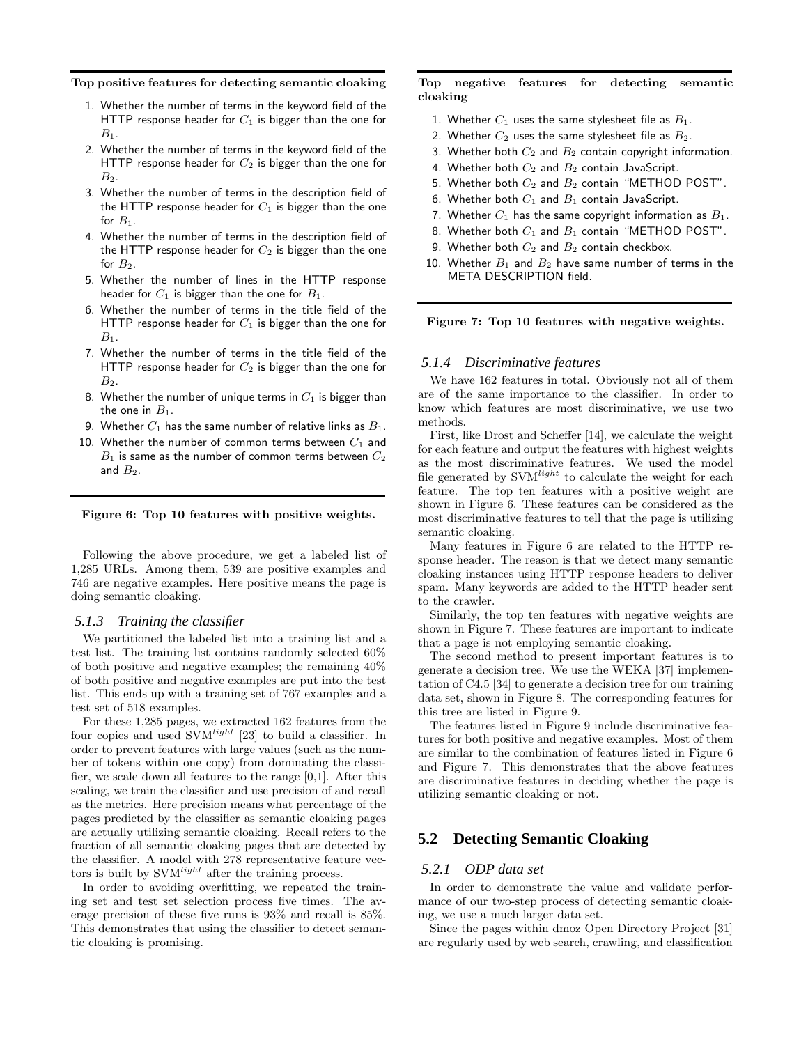**Top positive features for detecting semantic cloaking**

1. Whether the number of terms in the keyword field of the HTTP response header for $C_1$ is bigger than the one for $B_1$.
2. Whether the number of terms in the keyword field of the HTTP response header for $C_2$ is bigger than the one for $B_2$.
3. Whether the number of terms in the description field of the HTTP response header for $C_1$ is bigger than the one for $B_1$.
4. Whether the number of terms in the description field of the HTTP response header for $C_2$ is bigger than the one for $B_2$.
5. Whether the number of lines in the HTTP response header for $C_1$ is bigger than the one for $B_1$.
6. Whether the number of terms in the title field of the HTTP response header for $C_1$ is bigger than the one for $B_1$.
7. Whether the number of terms in the title field of the HTTP response header for $C_2$ is bigger than the one for $B_2$.
8. Whether the number of unique terms in $C_1$ is bigger than the one in $B_1$.
9. Whether $C_1$ has the same number of relative links as $B_1$.
10. Whether the number of common terms between $C_1$ and $B_1$ is same as the number of common terms between $C_2$ and $B_2$.

**Figure 6: Top 10 features with positive weights.**

Following the above procedure, we get a labeled list of 1,285 URLs. Among them, 539 are positive examples and 746 are negative examples. Here positive means the page is doing semantic cloaking.

### *5.1.3 Training the classifier*

We partitioned the labeled list into a training list and a test list. The training list contains randomly selected 60% of both positive and negative examples; the remaining 40% of both positive and negative examples are put into the test list. This ends up with a training set of 767 examples and a test set of 518 examples.

For these 1,285 pages, we extracted 162 features from the four copies and used SVM$^{light}$ [23] to build a classifier. In order to prevent features with large values (such as the number of tokens within one copy) from dominating the classifier, we scale down all features to the range [0,1]. After this scaling, we train the classifier and use precision of and recall as the metrics. Here precision means what percentage of the pages predicted by the classifier as semantic cloaking pages are actually utilizing semantic cloaking. Recall refers to the fraction of all semantic cloaking pages that are detected by the classifier. A model with 278 representative feature vectors is built by SVM$^{light}$ after the training process.

In order to avoiding overfitting, we repeated the training set and test set selection process five times. The average precision of these five runs is 93% and recall is 85%. This demonstrates that using the classifier to detect semantic cloaking is promising.

**Top negative features for detecting semantic cloaking**

1. Whether $C_1$ uses the same stylesheet file as $B_1$.
2. Whether $C_2$ uses the same stylesheet file as $B_2$.
3. Whether both $C_2$ and $B_2$ contain copyright information.
4. Whether both $C_2$ and $B_2$ contain JavaScript.
5. Whether both $C_2$ and $B_2$ contain "METHOD POST".
6. Whether both $C_1$ and $B_1$ contain JavaScript.
7. Whether $C_1$ has the same copyright information as $B_1$.
8. Whether both $C_1$ and $B_1$ contain "METHOD POST".
9. Whether both $C_2$ and $B_2$ contain checkbox.
10. Whether $B_1$ and $B_2$ have same number of terms in the META DESCRIPTION field.

**Figure 7: Top 10 features with negative weights.**

### *5.1.4 Discriminative features*

We have 162 features in total. Obviously not all of them are of the same importance to the classifier. In order to know which features are most discriminative, we use two methods.

First, like Drost and Scheffer [14], we calculate the weight for each feature and output the features with highest weights as the most discriminative features. We used the model file generated by SVM$^{light}$ to calculate the weight for each feature. The top ten features with a positive weight are shown in Figure 6. These features can be considered as the most discriminative features to tell that the page is utilizing semantic cloaking.

Many features in Figure 6 are related to the HTTP response header. The reason is that we detect many semantic cloaking instances using HTTP response headers to deliver spam. Many keywords are added to the HTTP header sent to the crawler.

Similarly, the top ten features with negative weights are shown in Figure 7. These features are important to indicate that a page is not employing semantic cloaking.

The second method to present important features is to generate a decision tree. We use the WEKA [37] implementation of C4.5 [34] to generate a decision tree for our training data set, shown in Figure 8. The corresponding features for this tree are listed in Figure 9.

The features listed in Figure 9 include discriminative features for both positive and negative examples. Most of them are similar to the combination of features listed in Figure 6 and Figure 7. This demonstrates that the above features are discriminative features in deciding whether the page is utilizing semantic cloaking or not.

## 5.2 Detecting Semantic Cloaking

### *5.2.1 ODP data set*

In order to demonstrate the value and validate performance of our two-step process of detecting semantic cloaking, we use a much larger data set.

Since the pages within dmoz Open Directory Project [31] are regularly used by web search, crawling, and classification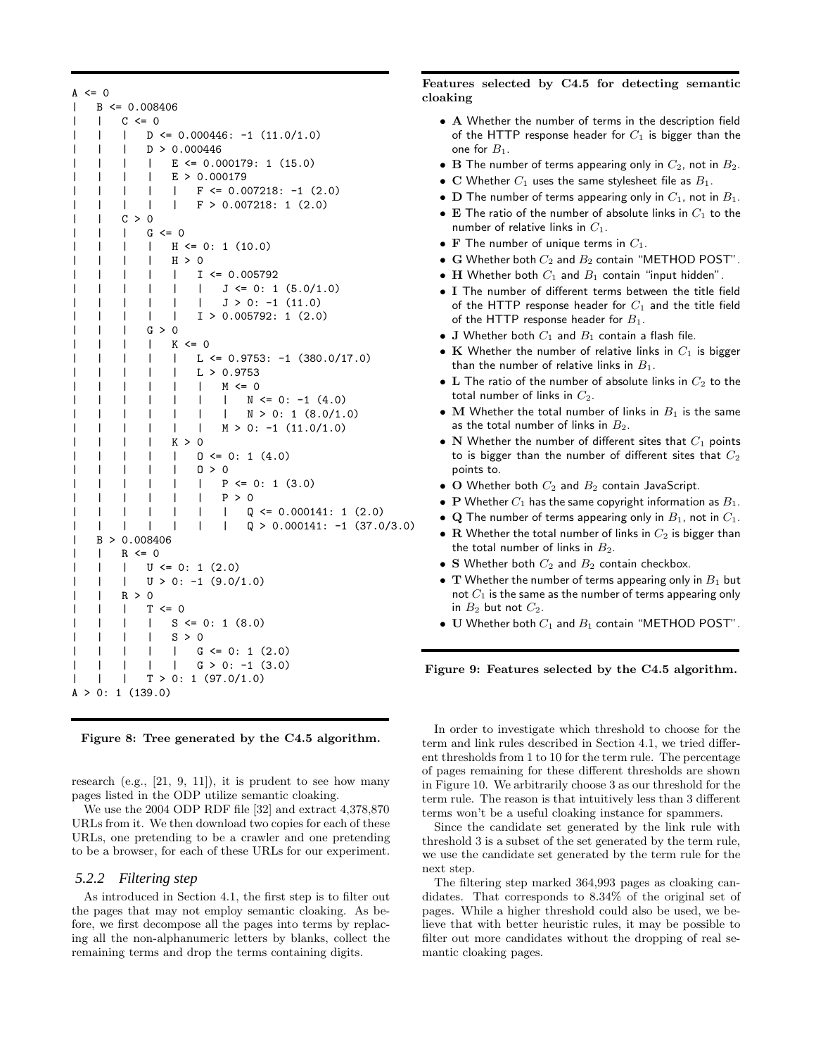```
A <= 0
|   B <= 0.008406
|   |   C <= 0
|   |   |   D <= 0.000446: -1 (11.0/1.0)
|   |   |   D > 0.000446
|   |   |   |   E <= 0.000179: 1 (15.0)
|   |   |   |   E > 0.000179
|   |   |   |   |   F <= 0.007218: -1 (2.0)
|   |   |   |   |   F > 0.007218: 1 (2.0)
|   |   C > 0
|   |   |   G <= 0
|   |   |   |   H <= 0: 1 (10.0)
|   |   |   |   H > 0
|   |   |   |   |   I <= 0.005792
|   |   |   |   |   |   J <= 0: 1 (5.0/1.0)
|   |   |   |   |   |   J > 0: -1 (11.0)
|   |   |   |   |   I > 0.005792: 1 (2.0)
|   |   |   G > 0
|   |   |   |   K <= 0
|   |   |   |   |   L <= 0.9753: -1 (380.0/17.0)
|   |   |   |   |   L > 0.9753
|   |   |   |   |   |   M <= 0
|   |   |   |   |   |   |   N <= 0: -1 (4.0)
|   |   |   |   |   |   |   N > 0: 1 (8.0/1.0)
|   |   |   |   |   |   M > 0: -1 (11.0/1.0)
|   |   |   |   K > 0
|   |   |   |   |   O <= 0: 1 (4.0)
|   |   |   |   |   O > 0
|   |   |   |   |   |   P <= 0: 1 (3.0)
|   |   |   |   |   |   P > 0
|   |   |   |   |   |   |   Q <= 0.000141: 1 (2.0)
|   |   |   |   |   |   |   Q > 0.000141: -1 (37.0/3.0)
|   B > 0.008406
|   |   R <= 0
|   |   |   U <= 0: 1 (2.0)
|   |   |   U > 0: -1 (9.0/1.0)
|   |   R > 0
|   |   |   T <= 0
|   |   |   |   S <= 0: 1 (8.0)
|   |   |   |   S > 0
|   |   |   |   |   G <= 0: 1 (2.0)
|   |   |   |   |   G > 0: -1 (3.0)
|   |   |   T > 0: 1 (97.0/1.0)
A > 0: 1 (139.0)
```

**Figure 8: Tree generated by the C4.5 algorithm.**

research (e.g., [21, 9, 11]), it is prudent to see how many pages listed in the ODP utilize semantic cloaking.

We use the 2004 ODP RDF file [32] and extract 4,378,870 URLs from it. We then download two copies for each of these URLs, one pretending to be a crawler and one pretending to be a browser, for each of these URLs for our experiment.

### *5.2.2 Filtering step*

As introduced in Section 4.1, the first step is to filter out the pages that may not employ semantic cloaking. As before, we first decompose all the pages into terms by replacing all the non-alphanumeric letters by blanks, collect the remaining terms and drop the terms containing digits.

**Features selected by C4.5 for detecting semantic cloaking**

- **A** Whether the number of terms in the description field of the HTTP response header for $C_1$ is bigger than the one for $B_1$.
- **B** The number of terms appearing only in $C_2$, not in $B_2$.
- **C** Whether $C_1$ uses the same stylesheet file as $B_1$.
- **D** The number of terms appearing only in $C_1$, not in $B_1$.
- **E** The ratio of the number of absolute links in $C_1$ to the number of relative links in $C_1$.
- **F** The number of unique terms in $C_1$.
- **G** Whether both $C_2$ and $B_2$ contain "METHOD POST".
- **H** Whether both $C_1$ and $B_1$ contain "input hidden".
- **I** The number of different terms between the title field of the HTTP response header for $C_1$ and the title field of the HTTP response header for $B_1$.
- **J** Whether both $C_1$ and $B_1$ contain a flash file.
- **K** Whether the number of relative links in $C_1$ is bigger than the number of relative links in $B_1$.
- **L** The ratio of the number of absolute links in $C_2$ to the total number of links in $C_2$.
- **M** Whether the total number of links in $B_1$ is the same as the total number of links in $B_2$.
- **N** Whether the number of different sites that $C_1$ points to is bigger than the number of different sites that $C_2$ points to.
- **O** Whether both $C_2$ and $B_2$ contain JavaScript.
- **P** Whether $C_1$ has the same copyright information as $B_1$.
- **Q** The number of terms appearing only in $B_1$, not in $C_1$.
- **R** Whether the total number of links in $C_2$ is bigger than the total number of links in $B_2$.
- **S** Whether both $C_2$ and $B_2$ contain checkbox.
- **T** Whether the number of terms appearing only in $B_1$ but not $C_1$ is the same as the number of terms appearing only in $B_2$ but not $C_2$.
- **U** Whether both $C_1$ and $B_1$ contain "METHOD POST".

**Figure 9: Features selected by the C4.5 algorithm.**

In order to investigate which threshold to choose for the term and link rules described in Section 4.1, we tried different thresholds from 1 to 10 for the term rule. The percentage of pages remaining for these different thresholds are shown in Figure 10. We arbitrarily choose 3 as our threshold for the term rule. The reason is that intuitively less than 3 different terms won't be a useful cloaking instance for spammers.

Since the candidate set generated by the link rule with threshold 3 is a subset of the set generated by the term rule, we use the candidate set generated by the term rule for the next step.

The filtering step marked 364,993 pages as cloaking candidates. That corresponds to 8.34% of the original set of pages. While a higher threshold could also be used, we believe that with better heuristic rules, it may be possible to filter out more candidates without the dropping of real semantic cloaking pages.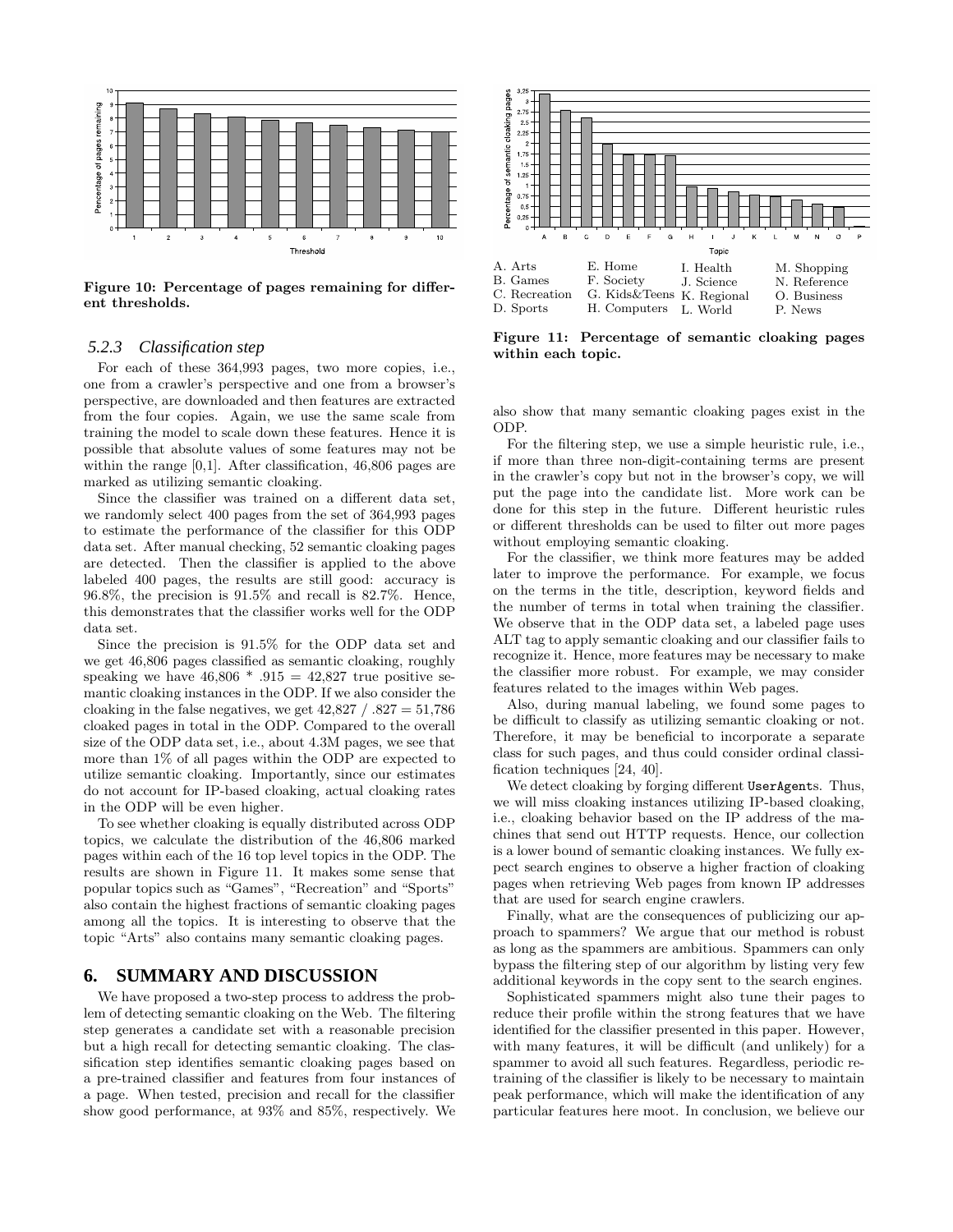10
9
8
7
6
5
4
3
2
1
0
Percentage of pages remaining
1 2 3 4 5 6 7 8 9 10
Threshold

**Figure 10: Percentage of pages remaining for different thresholds.**

### *5.2.3 Classification step*

For each of these 364,993 pages, two more copies, i.e., one from a crawler's perspective and one from a browser's perspective, are downloaded and then features are extracted from the four copies. Again, we use the same scale from training the model to scale down these features. Hence it is possible that absolute values of some features may not be within the range [0,1]. After classification, 46,806 pages are marked as utilizing semantic cloaking.

Since the classifier was trained on a different data set, we randomly select 400 pages from the set of 364,993 pages to estimate the performance of the classifier for this ODP data set. After manual checking, 52 semantic cloaking pages are detected. Then the classifier is applied to the above labeled 400 pages, the results are still good: accuracy is 96.8%, the precision is 91.5% and recall is 82.7%. Hence, this demonstrates that the classifier works well for the ODP data set.

Since the precision is 91.5% for the ODP data set and we get 46,806 pages classified as semantic cloaking, roughly speaking we have 46,806 * .915 = 42,827 true positive semantic cloaking instances in the ODP. If we also consider the cloaking in the false negatives, we get 42,827 / .827 = 51,786 cloaked pages in total in the ODP. Compared to the overall size of the ODP data set, i.e., about 4.3M pages, we see that more than 1% of all pages within the ODP are expected to utilize semantic cloaking. Importantly, since our estimates do not account for IP-based cloaking, actual cloaking rates in the ODP will be even higher.

To see whether cloaking is equally distributed across ODP topics, we calculate the distribution of the 46,806 marked pages within each of the 16 top level topics in the ODP. The results are shown in Figure 11. It makes some sense that popular topics such as "Games", "Recreation" and "Sports" also contain the highest fractions of semantic cloaking pages among all the topics. It is interesting to observe that the topic "Arts" also contains many semantic cloaking pages.

## 6. SUMMARY AND DISCUSSION

We have proposed a two-step process to address the problem of detecting semantic cloaking on the Web. The filtering step generates a candidate set with a reasonable precision but a high recall for detecting semantic cloaking. The classification step identifies semantic cloaking pages based on a pre-trained classifier and features from four instances of a page. When tested, precision and recall for the classifier show good performance, at 93% and 85%, respectively. We

3.25
3
2.75
2.5
2.25
2
1.75
1.5
1.25
1
0.75
0.5
0.25
0
Percentage of semantic cloaking pages
A B C D E F G H I J K L M N O P
Topic

A. Arts
B. Games
C. Recreation
D. Sports
E. Home
F. Society
G. Kids&Teens
H. Computers
I. Health
J. Science
K. Regional
L. World
M. Shopping
N. Reference
O. Business
P. News

**Figure 11: Percentage of semantic cloaking pages within each topic.**

also show that many semantic cloaking pages exist in the ODP.

For the filtering step, we use a simple heuristic rule, i.e., if more than three non-digit-containing terms are present in the crawler's copy but not in the browser's copy, we will put the page into the candidate list. More work can be done for this step in the future. Different heuristic rules or different thresholds can be used to filter out more pages without employing semantic cloaking.

For the classifier, we think more features may be added later to improve the performance. For example, we focus on the terms in the title, description, keyword fields and the number of terms in total when training the classifier. We observe that in the ODP data set, a labeled page uses ALT tag to apply semantic cloaking and our classifier fails to recognize it. Hence, more features may be necessary to make the classifier more robust. For example, we may consider features related to the images within Web pages.

Also, during manual labeling, we found some pages to be difficult to classify as utilizing semantic cloaking or not. Therefore, it may be beneficial to incorporate a separate class for such pages, and thus could consider ordinal classification techniques [24, 40].

We detect cloaking by forging different `UserAgent`s. Thus, we will miss cloaking instances utilizing IP-based cloaking, i.e., cloaking behavior based on the IP address of the machines that send out HTTP requests. Hence, our collection is a lower bound of semantic cloaking instances. We fully expect search engines to observe a higher fraction of cloaking pages when retrieving Web pages from known IP addresses that are used for search engine crawlers.

Finally, what are the consequences of publicizing our approach to spammers? We argue that our method is robust as long as the spammers are ambitious. Spammers can only bypass the filtering step of our algorithm by listing very few additional keywords in the copy sent to the search engines.

Sophisticated spammers might also tune their pages to reduce their profile within the strong features that we have identified for the classifier presented in this paper. However, with many features, it will be difficult (and unlikely) for a spammer to avoid all such features. Regardless, periodic retraining of the classifier is likely to be necessary to maintain peak performance, which will make the identification of any particular features here moot. In conclusion, we believe our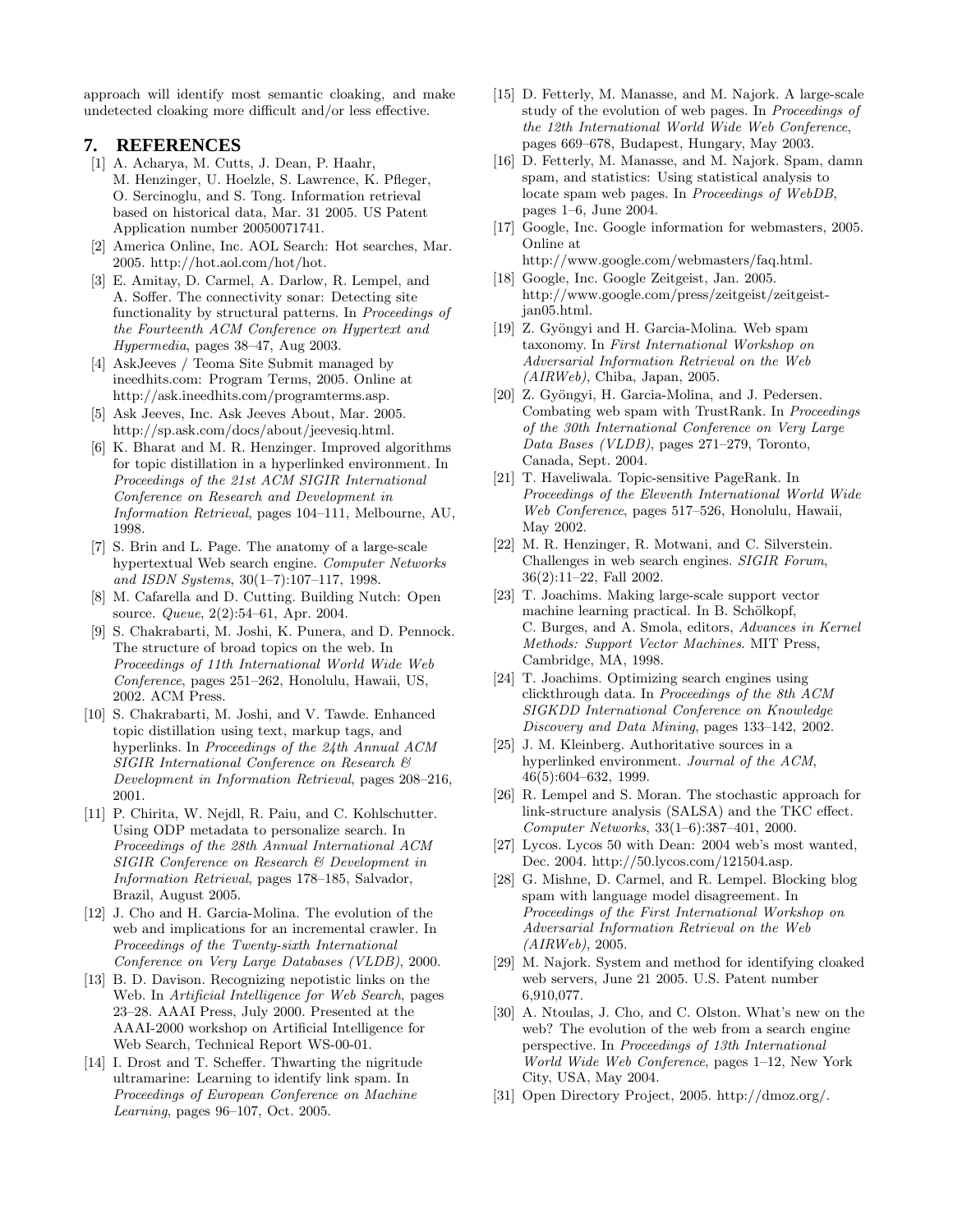approach will identify most semantic cloaking, and make undetected cloaking more difficult and/or less effective.

## 7. REFERENCES

[1] A. Acharya, M. Cutts, J. Dean, P. Haahr, M. Henzinger, U. Hoelzle, S. Lawrence, K. Pfleger, O. Sercinoglu, and S. Tong. Information retrieval based on historical data, Mar. 31 2005. US Patent Application number 20050071741.

[2] America Online, Inc. AOL Search: Hot searches, Mar. 2005. http://hot.aol.com/hot/hot.

[3] E. Amitay, D. Carmel, A. Darlow, R. Lempel, and A. Soffer. The connectivity sonar: Detecting site functionality by structural patterns. In *Proceedings of the Fourteenth ACM Conference on Hypertext and Hypermedia*, pages 38–47, Aug 2003.

[4] AskJeeves / Teoma Site Submit managed by ineedhits.com: Program Terms, 2005. Online at http://ask.ineedhits.com/programterms.asp.

[5] Ask Jeeves, Inc. Ask Jeeves About, Mar. 2005. http://sp.ask.com/docs/about/jeevesiq.html.

[6] K. Bharat and M. R. Henzinger. Improved algorithms for topic distillation in a hyperlinked environment. In *Proceedings of the 21st ACM SIGIR International Conference on Research and Development in Information Retrieval*, pages 104–111, Melbourne, AU, 1998.

[7] S. Brin and L. Page. The anatomy of a large-scale hypertextual Web search engine. *Computer Networks and ISDN Systems*, 30(1–7):107–117, 1998.

[8] M. Cafarella and D. Cutting. Building Nutch: Open source. *Queue*, 2(2):54–61, Apr. 2004.

[9] S. Chakrabarti, M. Joshi, K. Punera, and D. Pennock. The structure of broad topics on the web. In *Proceedings of 11th International World Wide Web Conference*, pages 251–262, Honolulu, Hawaii, US, 2002. ACM Press.

[10] S. Chakrabarti, M. Joshi, and V. Tawde. Enhanced topic distillation using text, markup tags, and hyperlinks. In *Proceedings of the 24th Annual ACM SIGIR International Conference on Research & Development in Information Retrieval*, pages 208–216, 2001.

[11] P. Chirita, W. Nejdl, R. Paiu, and C. Kohlschutter. Using ODP metadata to personalize search. In *Proceedings of the 28th Annual International ACM SIGIR Conference on Research & Development in Information Retrieval*, pages 178–185, Salvador, Brazil, August 2005.

[12] J. Cho and H. Garcia-Molina. The evolution of the web and implications for an incremental crawler. In *Proceedings of the Twenty-sixth International Conference on Very Large Databases (VLDB)*, 2000.

[13] B. D. Davison. Recognizing nepotistic links on the Web. In *Artificial Intelligence for Web Search*, pages 23–28. AAAI Press, July 2000. Presented at the AAAI-2000 workshop on Artificial Intelligence for Web Search, Technical Report WS-00-01.

[14] I. Drost and T. Scheffer. Thwarting the nigritude ultramarine: Learning to identify link spam. In *Proceedings of European Conference on Machine Learning*, pages 96–107, Oct. 2005.

[15] D. Fetterly, M. Manasse, and M. Najork. A large-scale study of the evolution of web pages. In *Proceedings of the 12th International World Wide Web Conference*, pages 669–678, Budapest, Hungary, May 2003.

[16] D. Fetterly, M. Manasse, and M. Najork. Spam, damn spam, and statistics: Using statistical analysis to locate spam web pages. In *Proceedings of WebDB*, pages 1–6, June 2004.

[17] Google, Inc. Google information for webmasters, 2005. Online at http://www.google.com/webmasters/faq.html.

[18] Google, Inc. Google Zeitgeist, Jan. 2005. http://www.google.com/press/zeitgeist/zeitgeist-jan05.html.

[19] Z. Gyöngyi and H. Garcia-Molina. Web spam taxonomy. In *First International Workshop on Adversarial Information Retrieval on the Web (AIRWeb)*, Chiba, Japan, 2005.

[20] Z. Gyöngyi, H. Garcia-Molina, and J. Pedersen. Combating web spam with TrustRank. In *Proceedings of the 30th International Conference on Very Large Data Bases (VLDB)*, pages 271–279, Toronto, Canada, Sept. 2004.

[21] T. Haveliwala. Topic-sensitive PageRank. In *Proceedings of the Eleventh International World Wide Web Conference*, pages 517–526, Honolulu, Hawaii, May 2002.

[22] M. R. Henzinger, R. Motwani, and C. Silverstein. Challenges in web search engines. *SIGIR Forum*, 36(2):11–22, Fall 2002.

[23] T. Joachims. Making large-scale support vector machine learning practical. In B. Schölkopf, C. Burges, and A. Smola, editors, *Advances in Kernel Methods: Support Vector Machines*. MIT Press, Cambridge, MA, 1998.

[24] T. Joachims. Optimizing search engines using clickthrough data. In *Proceedings of the 8th ACM SIGKDD International Conference on Knowledge Discovery and Data Mining*, pages 133–142, 2002.

[25] J. M. Kleinberg. Authoritative sources in a hyperlinked environment. *Journal of the ACM*, 46(5):604–632, 1999.

[26] R. Lempel and S. Moran. The stochastic approach for link-structure analysis (SALSA) and the TKC effect. *Computer Networks*, 33(1–6):387–401, 2000.

[27] Lycos. Lycos 50 with Dean: 2004 web's most wanted, Dec. 2004. http://50.lycos.com/121504.asp.

[28] G. Mishne, D. Carmel, and R. Lempel. Blocking blog spam with language model disagreement. In *Proceedings of the First International Workshop on Adversarial Information Retrieval on the Web (AIRWeb)*, 2005.

[29] M. Najork. System and method for identifying cloaked web servers, June 21 2005. U.S. Patent number 6,910,077.

[30] A. Ntoulas, J. Cho, and C. Olston. What's new on the web? The evolution of the web from a search engine perspective. In *Proceedings of 13th International World Wide Web Conference*, pages 1–12, New York City, USA, May 2004.

[31] Open Directory Project, 2005. http://dmoz.org/.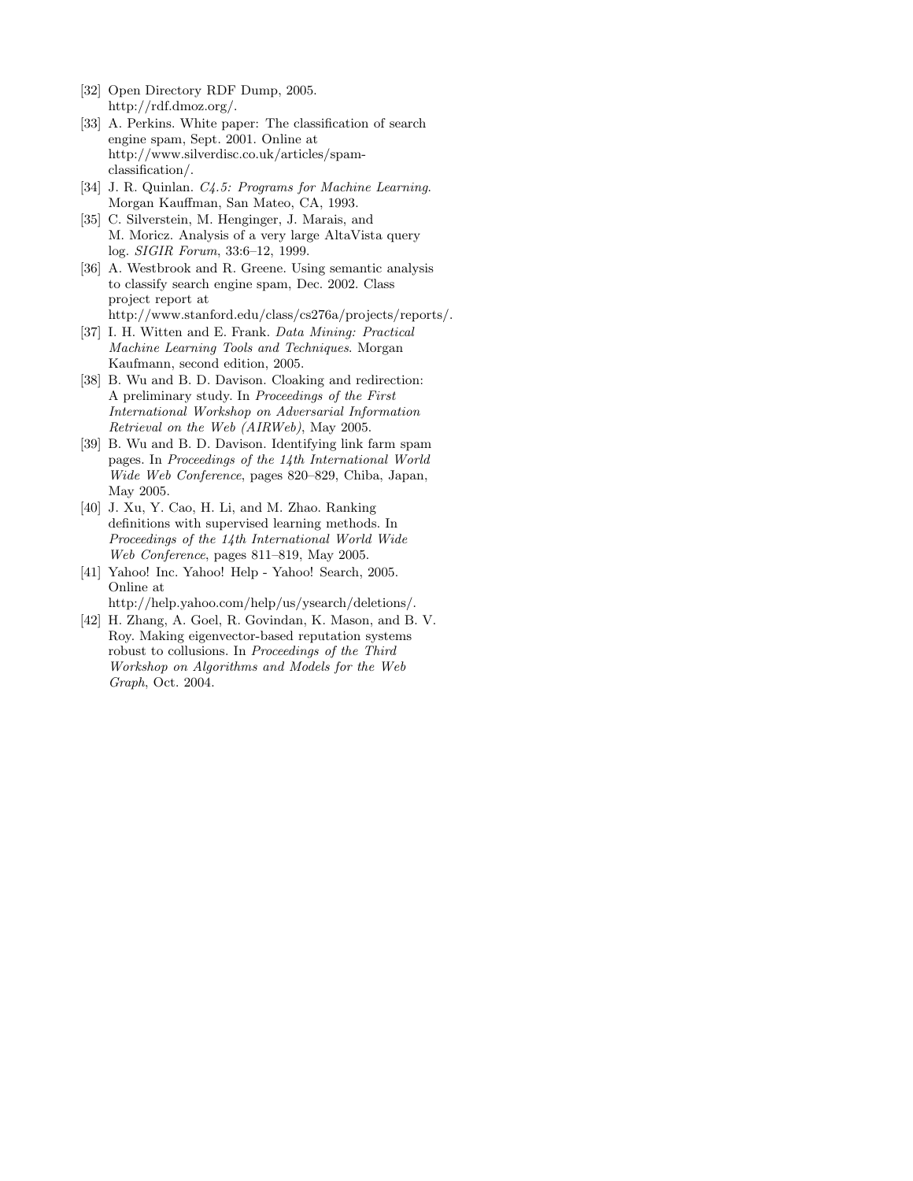[32] Open Directory RDF Dump, 2005. http://rdf.dmoz.org/.

[33] A. Perkins. White paper: The classification of search engine spam, Sept. 2001. Online at http://www.silverdisc.co.uk/articles/spam-classification/.

[34] J. R. Quinlan. *C4.5: Programs for Machine Learning*. Morgan Kauffman, San Mateo, CA, 1993.

[35] C. Silverstein, M. Henginger, J. Marais, and M. Moricz. Analysis of a very large AltaVista query log. *SIGIR Forum*, 33:6–12, 1999.

[36] A. Westbrook and R. Greene. Using semantic analysis to classify search engine spam, Dec. 2002. Class project report at http://www.stanford.edu/class/cs276a/projects/reports/.

[37] I. H. Witten and E. Frank. *Data Mining: Practical Machine Learning Tools and Techniques*. Morgan Kaufmann, second edition, 2005.

[38] B. Wu and B. D. Davison. Cloaking and redirection: A preliminary study. In *Proceedings of the First International Workshop on Adversarial Information Retrieval on the Web (AIRWeb)*, May 2005.

[39] B. Wu and B. D. Davison. Identifying link farm spam pages. In *Proceedings of the 14th International World Wide Web Conference*, pages 820–829, Chiba, Japan, May 2005.

[40] J. Xu, Y. Cao, H. Li, and M. Zhao. Ranking definitions with supervised learning methods. In *Proceedings of the 14th International World Wide Web Conference*, pages 811–819, May 2005.

[41] Yahoo! Inc. Yahoo! Help - Yahoo! Search, 2005. Online at http://help.yahoo.com/help/us/ysearch/deletions/.

[42] H. Zhang, A. Goel, R. Govindan, K. Mason, and B. V. Roy. Making eigenvector-based reputation systems robust to collusions. In *Proceedings of the Third Workshop on Algorithms and Models for the Web Graph*, Oct. 2004.